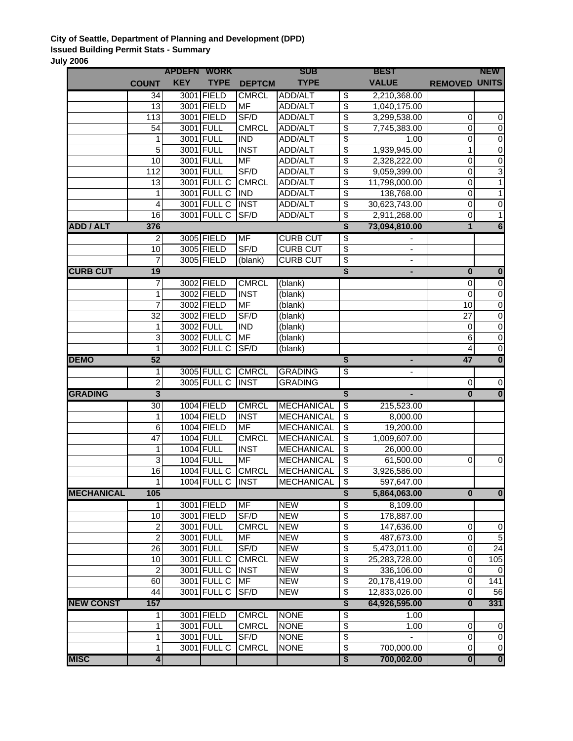**City of Seattle, Department of Planning and Development (DPD)**
**Issued Building Permit Stats - Summary**
**July 2006**

| | COUNT | APDEFN KEY | WORK TYPE | DEPTCM | SUB TYPE | | BEST VALUE | REMOVED | NEW UNITS |
|---|---|---|---|---|---|---|---|---|---|
| | 34 | 3001 | FIELD | CMRCL | ADD/ALT | $ | 2,210,368.00 | | |
| | 13 | 3001 | FIELD | MF | ADD/ALT | $ | 1,040,175.00 | | |
| | 113 | 3001 | FIELD | SF/D | ADD/ALT | $ | 3,299,538.00 | 0 | 0 |
| | 54 | 3001 | FULL | CMRCL | ADD/ALT | $ | 7,745,383.00 | 0 | 0 |
| | 1 | 3001 | FULL | IND | ADD/ALT | $ | 1.00 | 0 | 0 |
| | 5 | 3001 | FULL | INST | ADD/ALT | $ | 1,939,945.00 | 1 | 0 |
| | 10 | 3001 | FULL | MF | ADD/ALT | $ | 2,328,222.00 | 0 | 0 |
| | 112 | 3001 | FULL | SF/D | ADD/ALT | $ | 9,059,399.00 | 0 | 3 |
| | 13 | 3001 | FULL C | CMRCL | ADD/ALT | $ | 11,798,000.00 | 0 | 1 |
| | 1 | 3001 | FULL C | IND | ADD/ALT | $ | 138,768.00 | 0 | 1 |
| | 4 | 3001 | FULL C | INST | ADD/ALT | $ | 30,623,743.00 | 0 | 0 |
| | 16 | 3001 | FULL C | SF/D | ADD/ALT | $ | 2,911,268.00 | 0 | 1 |
| **ADD / ALT** | **376** | | | | | **$** | **73,094,810.00** | **1** | **6** |
| | 2 | 3005 | FIELD | MF | CURB CUT | $ | - | | |
| | 10 | 3005 | FIELD | SF/D | CURB CUT | $ | - | | |
| | 7 | 3005 | FIELD | (blank) | CURB CUT | $ | - | | |
| **CURB CUT** | **19** | | | | | **$** | **-** | **0** | **0** |
| | 7 | 3002 | FIELD | CMRCL | (blank) | | | 0 | 0 |
| | 1 | 3002 | FIELD | INST | (blank) | | | 0 | 0 |
| | 7 | 3002 | FIELD | MF | (blank) | | | 10 | 0 |
| | 32 | 3002 | FIELD | SF/D | (blank) | | | 27 | 0 |
| | 1 | 3002 | FULL | IND | (blank) | | | 0 | 0 |
| | 3 | 3002 | FULL C | MF | (blank) | | | 6 | 0 |
| | 1 | 3002 | FULL C | SF/D | (blank) | | | 4 | 0 |
| **DEMO** | **52** | | | | | **$** | **-** | **47** | **0** |
| | 1 | 3005 | FULL C | CMRCL | GRADING | $ | - | | |
| | 2 | 3005 | FULL C | INST | GRADING | | | 0 | 0 |
| **GRADING** | **3** | | | | | **$** | **-** | **0** | **0** |
| | 30 | 1004 | FIELD | CMRCL | MECHANICAL | $ | 215,523.00 | | |
| | 1 | 1004 | FIELD | INST | MECHANICAL | $ | 8,000.00 | | |
| | 6 | 1004 | FIELD | MF | MECHANICAL | $ | 19,200.00 | | |
| | 47 | 1004 | FULL | CMRCL | MECHANICAL | $ | 1,009,607.00 | | |
| | 1 | 1004 | FULL | INST | MECHANICAL | $ | 26,000.00 | | |
| | 3 | 1004 | FULL | MF | MECHANICAL | $ | 61,500.00 | 0 | 0 |
| | 16 | 1004 | FULL C | CMRCL | MECHANICAL | $ | 3,926,586.00 | | |
| | 1 | 1004 | FULL C | INST | MECHANICAL | $ | 597,647.00 | | |
| **MECHANICAL** | **105** | | | | | **$** | **5,864,063.00** | **0** | **0** |
| | 1 | 3001 | FIELD | MF | NEW | $ | 8,109.00 | | |
| | 10 | 3001 | FIELD | SF/D | NEW | $ | 178,887.00 | | |
| | 2 | 3001 | FULL | CMRCL | NEW | $ | 147,636.00 | 0 | 0 |
| | 2 | 3001 | FULL | MF | NEW | $ | 487,673.00 | 0 | 5 |
| | 26 | 3001 | FULL | SF/D | NEW | $ | 5,473,011.00 | 0 | 24 |
| | 10 | 3001 | FULL C | CMRCL | NEW | $ | 25,283,728.00 | 0 | 105 |
| | 2 | 3001 | FULL C | INST | NEW | $ | 336,106.00 | 0 | 0 |
| | 60 | 3001 | FULL C | MF | NEW | $ | 20,178,419.00 | 0 | 141 |
| | 44 | 3001 | FULL C | SF/D | NEW | $ | 12,833,026.00 | 0 | 56 |
| **NEW CONST** | **157** | | | | | **$** | **64,926,595.00** | **0** | **331** |
| | 1 | 3001 | FIELD | CMRCL | NONE | $ | 1.00 | | |
| | 1 | 3001 | FULL | CMRCL | NONE | $ | 1.00 | 0 | 0 |
| | 1 | 3001 | FULL | SF/D | NONE | $ | - | 0 | 0 |
| | 1 | 3001 | FULL C | CMRCL | NONE | $ | 700,000.00 | 0 | 0 |
| **MISC** | **4** | | | | | **$** | **700,002.00** | **0** | **0** |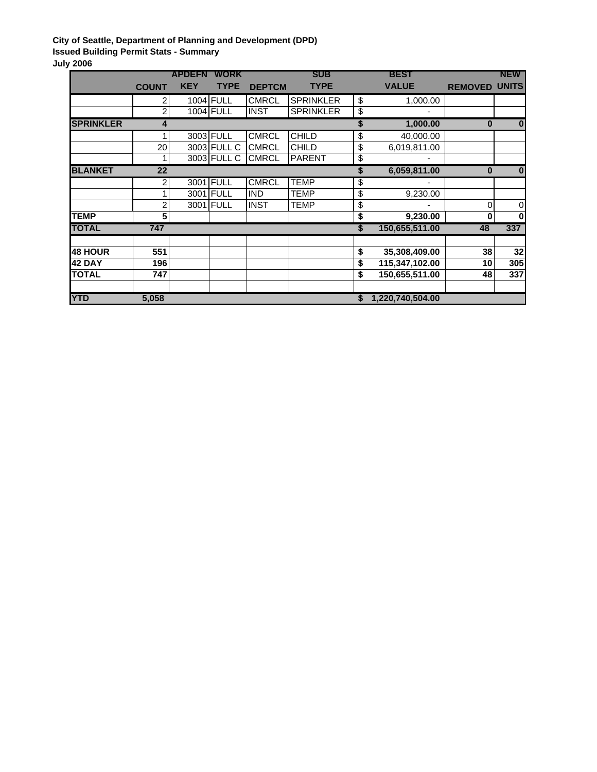**City of Seattle, Department of Planning and Development (DPD)**
**Issued Building Permit Stats - Summary**
**July 2006**

| | COUNT | APDEFN KEY | WORK TYPE | DEPTCM | SUB TYPE | BEST VALUE | REMOVED | NEW UNITS |
|---|---|---|---|---|---|---|---|---|
| | 2 | 1004 | FULL | CMRCL | SPRINKLER | $ 1,000.00 | | |
| | 2 | 1004 | FULL | INST | SPRINKLER | $ - | | |
| **SPRINKLER** | **4** | | | | | **$ 1,000.00** | **0** | **0** |
| | 1 | 3003 | FULL | CMRCL | CHILD | $ 40,000.00 | | |
| | 20 | 3003 | FULL C | CMRCL | CHILD | $ 6,019,811.00 | | |
| | 1 | 3003 | FULL C | CMRCL | PARENT | $ - | | |
| **BLANKET** | **22** | | | | | **$ 6,059,811.00** | **0** | **0** |
| | 2 | 3001 | FULL | CMRCL | TEMP | $ - | | |
| | 1 | 3001 | FULL | IND | TEMP | $ 9,230.00 | | |
| | 2 | 3001 | FULL | INST | TEMP | $ - | 0 | 0 |
| **TEMP** | **5** | | | | | **$ 9,230.00** | **0** | **0** |
| **TOTAL** | **747** | | | | | **$ 150,655,511.00** | **48** | **337** |
| | | | | | | | | |
| **48 HOUR** | **551** | | | | | **$ 35,308,409.00** | **38** | **32** |
| **42 DAY** | **196** | | | | | **$ 115,347,102.00** | **10** | **305** |
| **TOTAL** | **747** | | | | | **$ 150,655,511.00** | **48** | **337** |
| | | | | | | | | |
| **YTD** | **5,058** | | | | | **$ 1,220,740,504.00** | | |